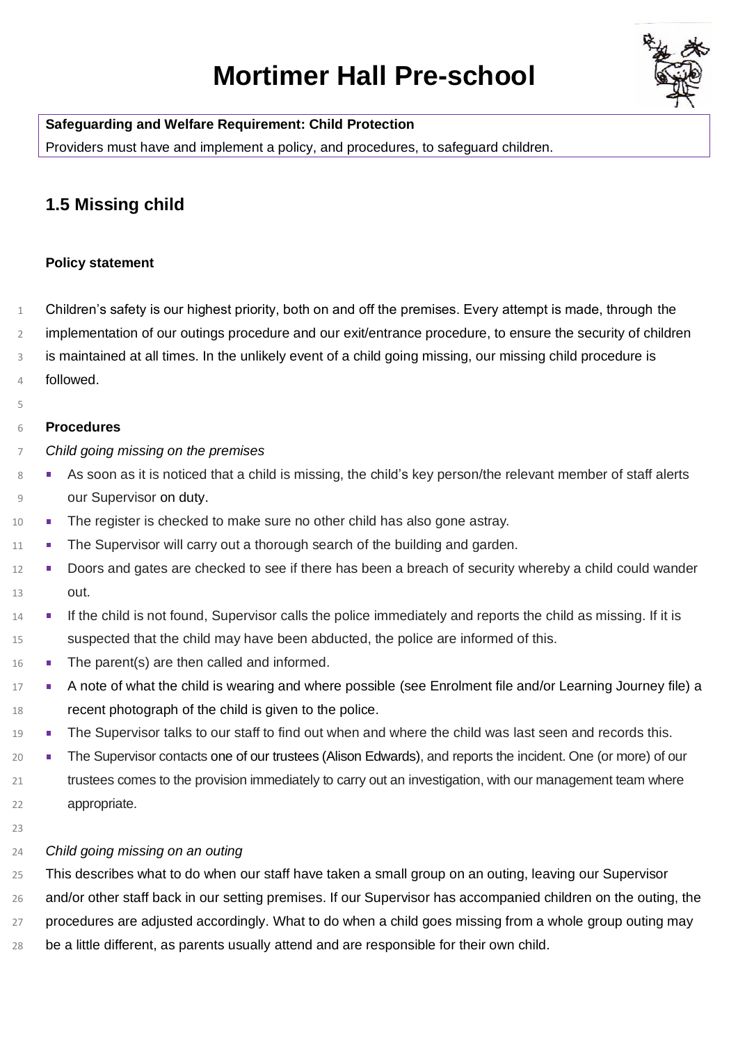# Mortimer Hall Pre-school

**Safeguarding and Welfare Requirement: Child Protection**

Providers must have and implement a policy, and procedures, to safeguard children.

## 1.5 Missing child

#### Policy statement

Children's safety is our highest priority, both on and off the premises. Every attempt is made, through the implementation of our outings procedure and our exit/entrance procedure, to ensure the security of children is maintained at all times. In the unlikely event of a child going missing, our missing child procedure is followed.

#### Procedures

*Child going missing on the premises*

- As soon as it is noticed that a child is missing, the child's key person/the relevant member of staff alerts our Supervisor on duty.
- The register is checked to make sure no other child has also gone astray.
- The Supervisor will carry out a thorough search of the building and garden.
- Doors and gates are checked to see if there has been a breach of security whereby a child could wander out.
- If the child is not found, Supervisor calls the police immediately and reports the child as missing. If it is suspected that the child may have been abducted, the police are informed of this.
- The parent(s) are then called and informed.
- A note of what the child is wearing and where possible (see Enrolment file and/or Learning Journey file) a recent photograph of the child is given to the police.
- The Supervisor talks to our staff to find out when and where the child was last seen and records this.
- The Supervisor contacts one of our trustees (Alison Edwards), and reports the incident. One (or more) of our trustees comes to the provision immediately to carry out an investigation, with our management team where appropriate.

*Child going missing on an outing*

This describes what to do when our staff have taken a small group on an outing, leaving our Supervisor and/or other staff back in our setting premises. If our Supervisor has accompanied children on the outing, the procedures are adjusted accordingly. What to do when a child goes missing from a whole group outing may be a little different, as parents usually attend and are responsible for their own child.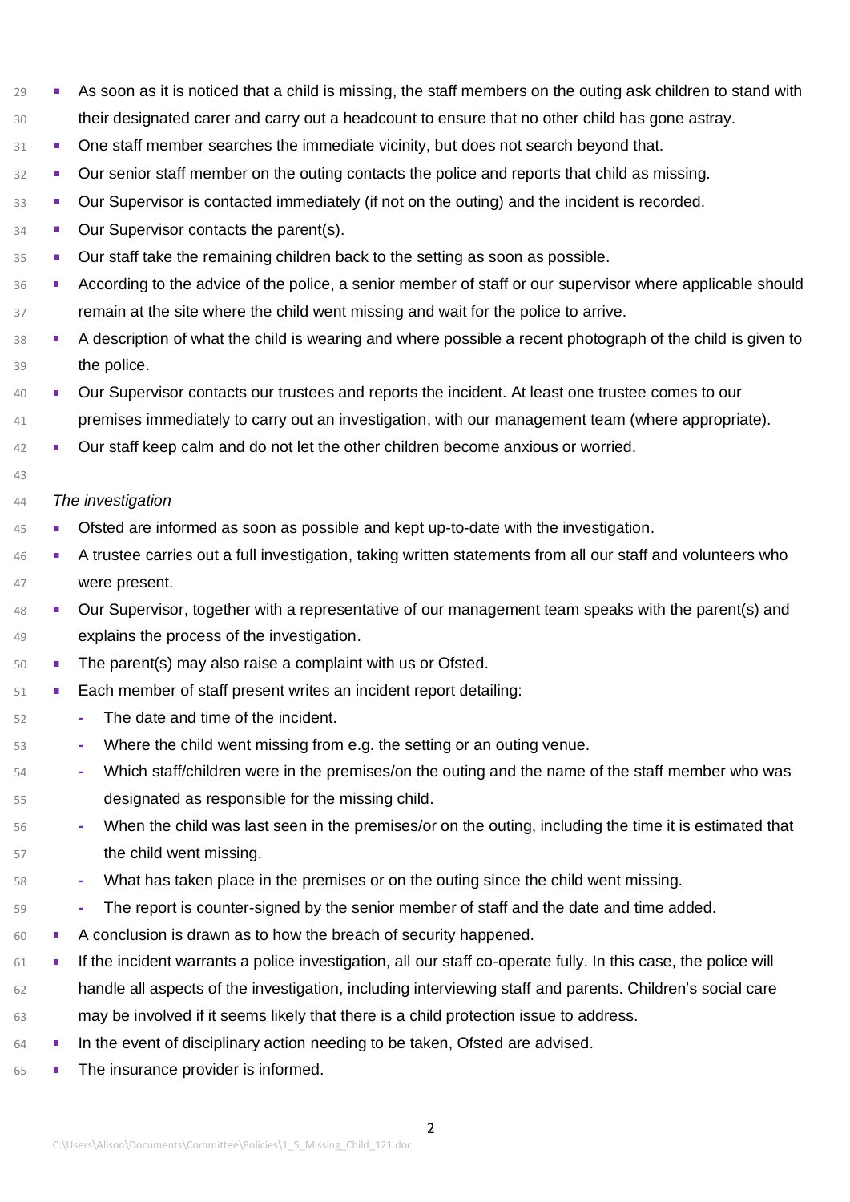- As soon as it is noticed that a child is missing, the staff members on the outing ask children to stand with their designated carer and carry out a headcount to ensure that no other child has gone astray.
- One staff member searches the immediate vicinity, but does not search beyond that.
- Our senior staff member on the outing contacts the police and reports that child as missing.
- Our Supervisor is contacted immediately (if not on the outing) and the incident is recorded.
- Our Supervisor contacts the parent(s).
- Our staff take the remaining children back to the setting as soon as possible.
- According to the advice of the police, a senior member of staff or our supervisor where applicable should remain at the site where the child went missing and wait for the police to arrive.
- A description of what the child is wearing and where possible a recent photograph of the child is given to the police.
- Our Supervisor contacts our trustees and reports the incident. At least one trustee comes to our premises immediately to carry out an investigation, with our management team (where appropriate).
- Our staff keep calm and do not let the other children become anxious or worried.

*The investigation*

- Ofsted are informed as soon as possible and kept up-to-date with the investigation.
- A trustee carries out a full investigation, taking written statements from all our staff and volunteers who were present.
- Our Supervisor, together with a representative of our management team speaks with the parent(s) and explains the process of the investigation.
- The parent(s) may also raise a complaint with us or Ofsted.
- Each member of staff present writes an incident report detailing:
  - The date and time of the incident.
  - Where the child went missing from e.g. the setting or an outing venue.
  - Which staff/children were in the premises/on the outing and the name of the staff member who was designated as responsible for the missing child.
  - When the child was last seen in the premises/or on the outing, including the time it is estimated that the child went missing.
  - What has taken place in the premises or on the outing since the child went missing.
  - The report is counter-signed by the senior member of staff and the date and time added.
- A conclusion is drawn as to how the breach of security happened.
- If the incident warrants a police investigation, all our staff co-operate fully. In this case, the police will handle all aspects of the investigation, including interviewing staff and parents. Children's social care may be involved if it seems likely that there is a child protection issue to address.
- In the event of disciplinary action needing to be taken, Ofsted are advised.
- The insurance provider is informed.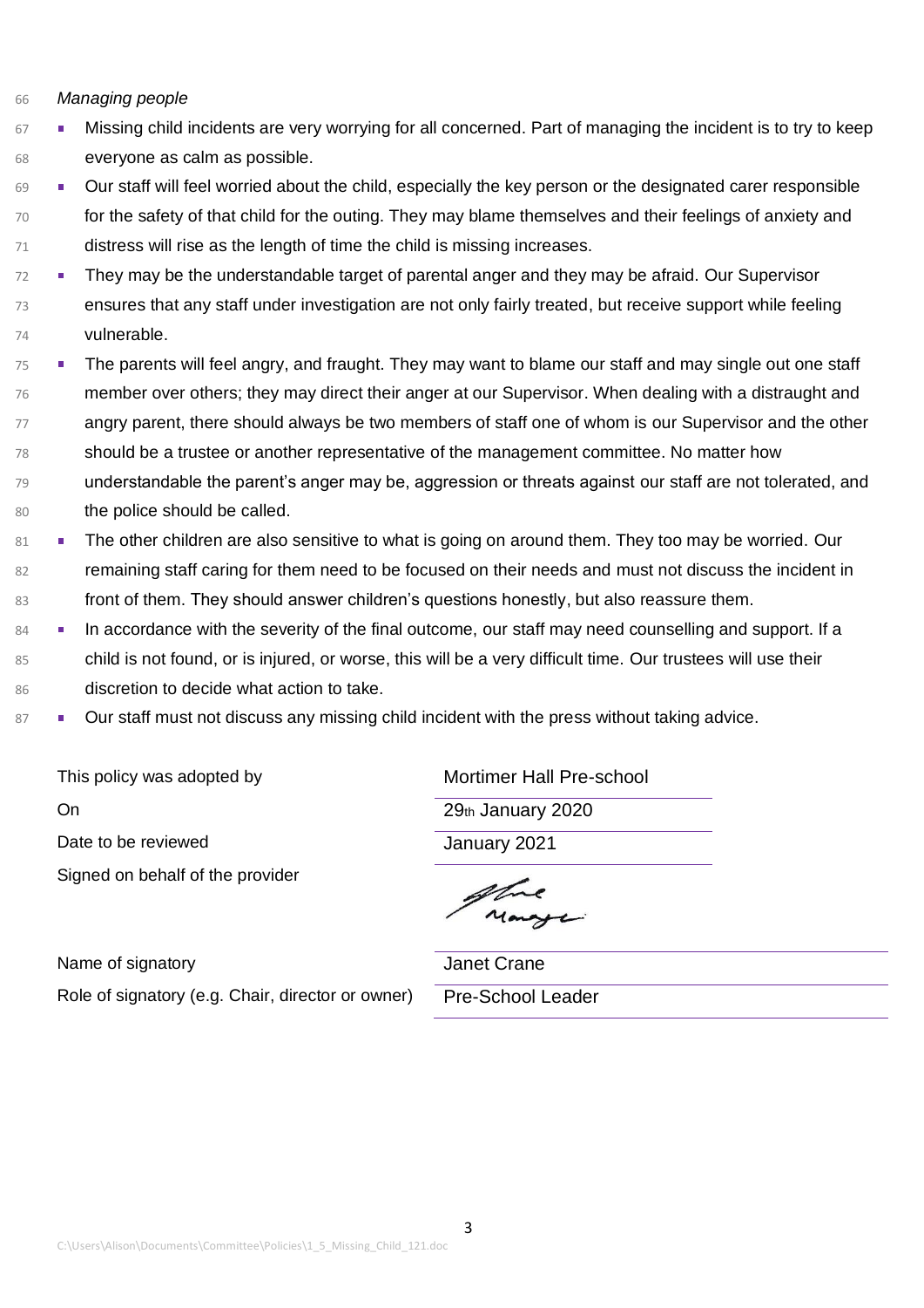*Managing people*

- Missing child incidents are very worrying for all concerned. Part of managing the incident is to try to keep everyone as calm as possible.
- Our staff will feel worried about the child, especially the key person or the designated carer responsible for the safety of that child for the outing. They may blame themselves and their feelings of anxiety and distress will rise as the length of time the child is missing increases.
- They may be the understandable target of parental anger and they may be afraid. Our Supervisor ensures that any staff under investigation are not only fairly treated, but receive support while feeling vulnerable.
- The parents will feel angry, and fraught. They may want to blame our staff and may single out one staff member over others; they may direct their anger at our Supervisor. When dealing with a distraught and angry parent, there should always be two members of staff one of whom is our Supervisor and the other should be a trustee or another representative of the management committee. No matter how understandable the parent's anger may be, aggression or threats against our staff are not tolerated, and the police should be called.
- The other children are also sensitive to what is going on around them. They too may be worried. Our remaining staff caring for them need to be focused on their needs and must not discuss the incident in front of them. They should answer children's questions honestly, but also reassure them.
- In accordance with the severity of the final outcome, our staff may need counselling and support. If a child is not found, or is injured, or worse, this will be a very difficult time. Our trustees will use their discretion to decide what action to take.
- Our staff must not discuss any missing child incident with the press without taking advice.

| | |
|---|---|
| This policy was adopted by | Mortimer Hall Pre-school |
| On | 29th January 2020 |
| Date to be reviewed | January 2021 |
| Signed on behalf of the provider | |
| Name of signatory | Janet Crane |
| Role of signatory (e.g. Chair, director or owner) | Pre-School Leader |